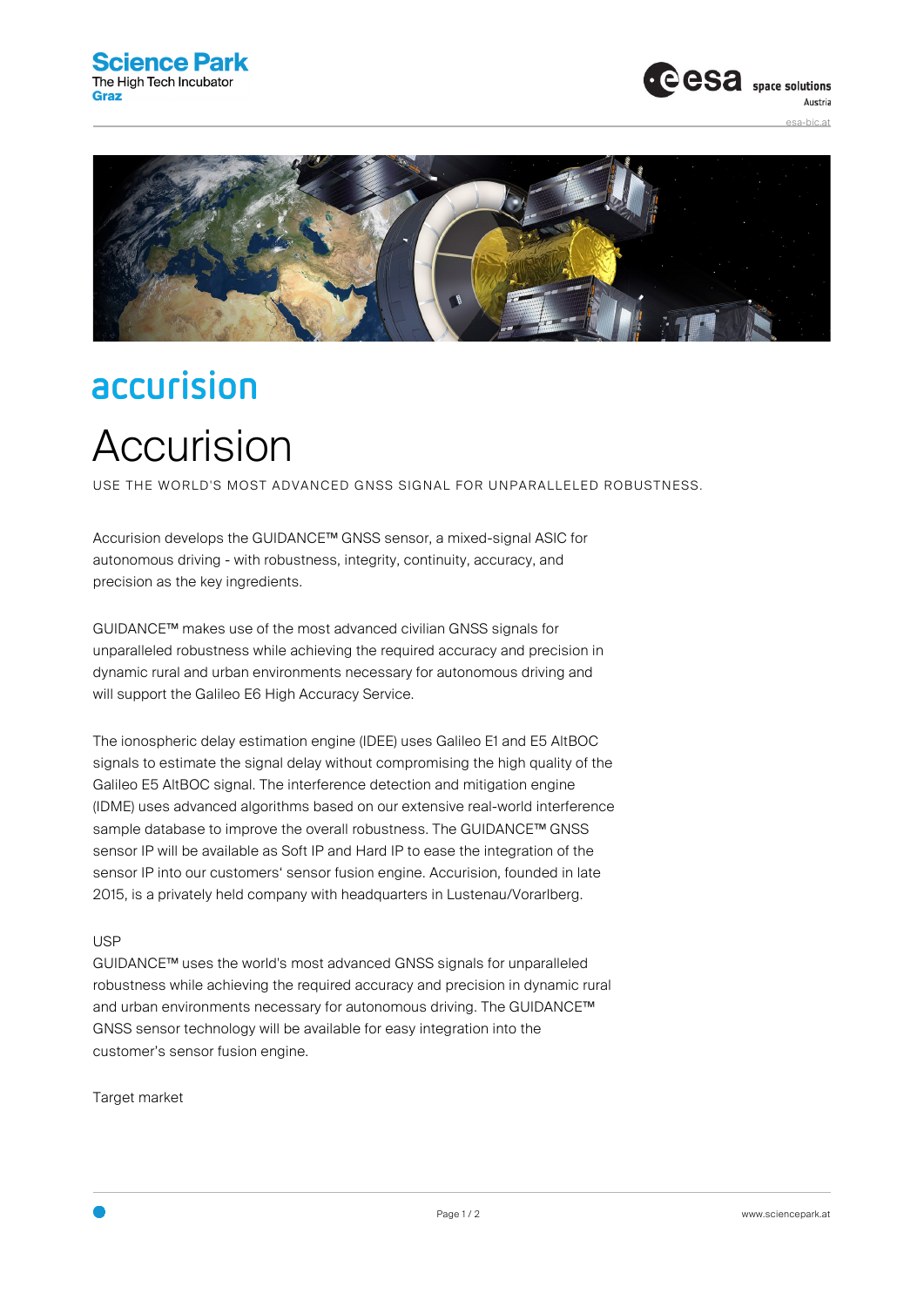accurision

# Accurision

USE THE WORLD'S MOST ADVANCED GNSS SIGNAL FOR UNPARALLELED ROBUSTNESS.

Accurision develops the GUIDANCE™ GNSS sensor, a mixed-signal ASIC for autonomous driving - with robustness, integrity, continuity, accuracy, and precision as the key ingredients.

GUIDANCE™ makes use of the most advanced civilian GNSS signals for unparalleled robustness while achieving the required accuracy and precision in dynamic rural and urban environments necessary for autonomous driving and will support the Galileo E6 High Accuracy Service.

The ionospheric delay estimation engine (IDEE) uses Galileo E1 and E5 AltBOC signals to estimate the signal delay without compromising the high quality of the Galileo E5 AltBOC signal. The interference detection and mitigation engine (IDME) uses advanced algorithms based on our extensive real-world interference sample database to improve the overall robustness. The GUIDANCE™ GNSS sensor IP will be available as Soft IP and Hard IP to ease the integration of the sensor IP into our customers' sensor fusion engine. Accurision, founded in late 2015, is a privately held company with headquarters in Lustenau/Vorarlberg.

USP

GUIDANCE™ uses the world's most advanced GNSS signals for unparalleled robustness while achieving the required accuracy and precision in dynamic rural and urban environments necessary for autonomous driving. The GUIDANCE™ GNSS sensor technology will be available for easy integration into the customer's sensor fusion engine.

Target market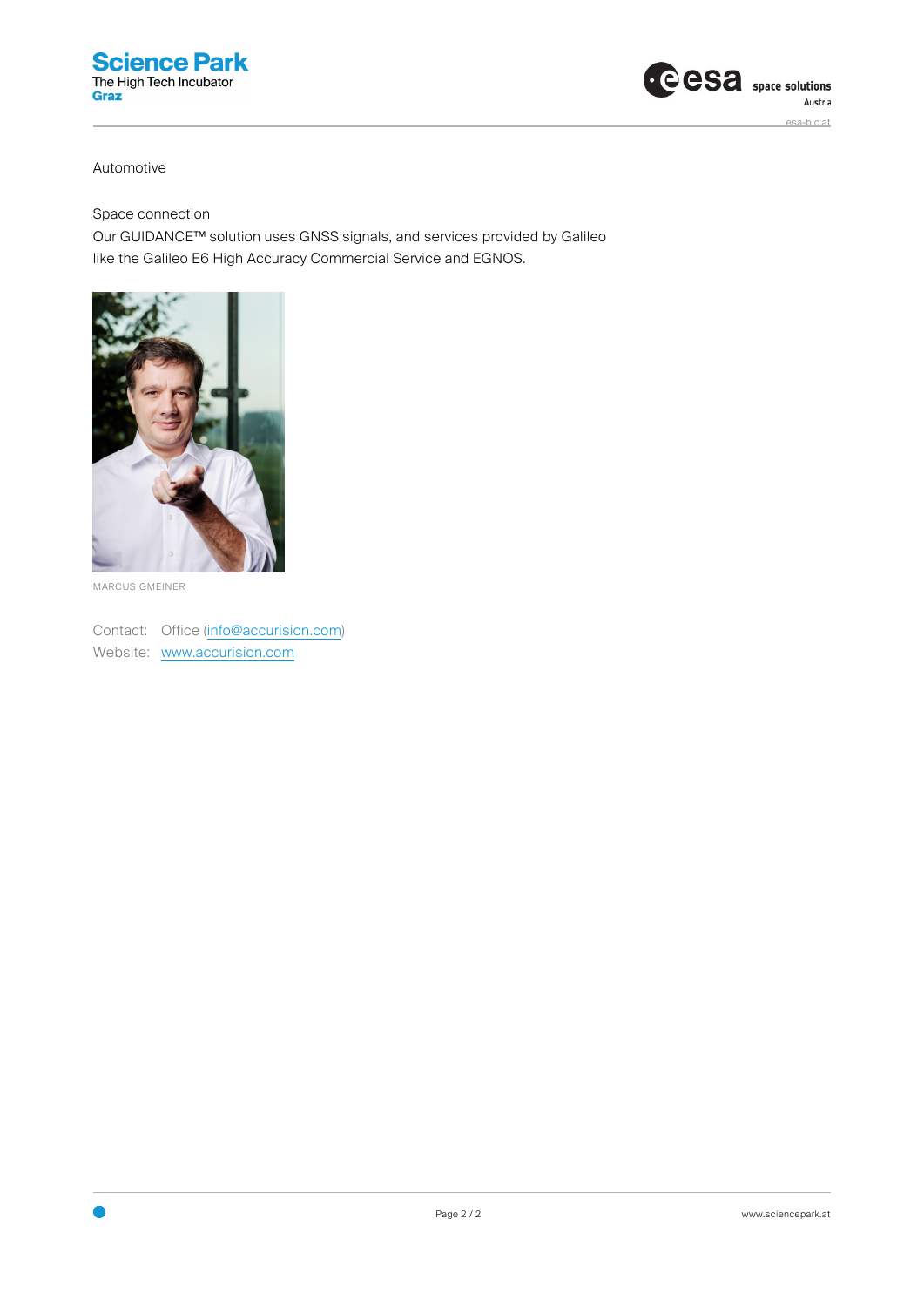Automotive

Space connection
Our GUIDANCE™ solution uses GNSS signals, and services provided by Galileo like the Galileo E6 High Accuracy Commercial Service and EGNOS.

MARCUS GMEINER

Contact: Office (info@accurision.com)
Website: www.accurision.com